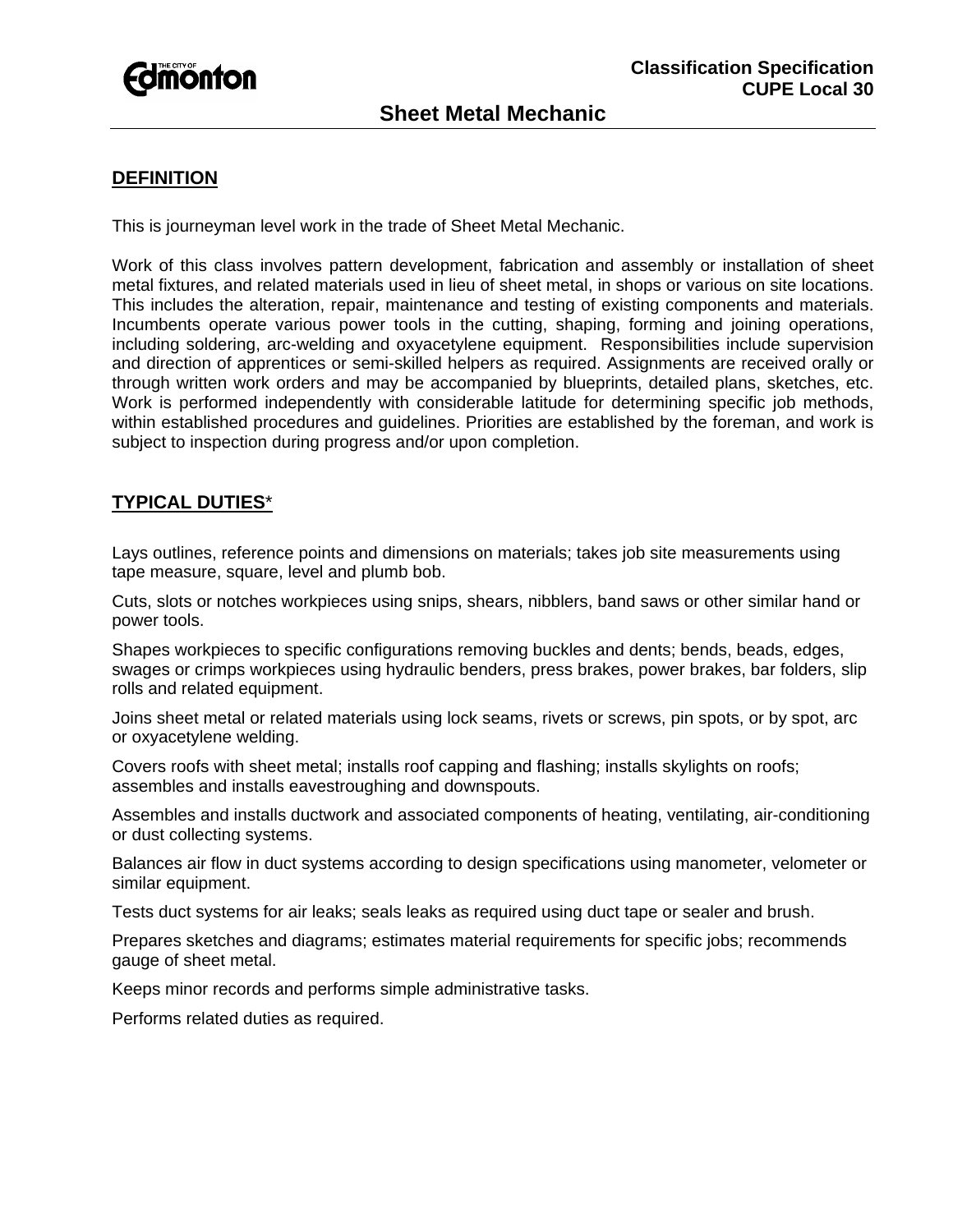**Classification Specification**
**CUPE Local 30**

# Sheet Metal Mechanic

## DEFINITION

This is journeyman level work in the trade of Sheet Metal Mechanic.

Work of this class involves pattern development, fabrication and assembly or installation of sheet metal fixtures, and related materials used in lieu of sheet metal, in shops or various on site locations. This includes the alteration, repair, maintenance and testing of existing components and materials. Incumbents operate various power tools in the cutting, shaping, forming and joining operations, including soldering, arc-welding and oxyacetylene equipment. Responsibilities include supervision and direction of apprentices or semi-skilled helpers as required. Assignments are received orally or through written work orders and may be accompanied by blueprints, detailed plans, sketches, etc. Work is performed independently with considerable latitude for determining specific job methods, within established procedures and guidelines. Priorities are established by the foreman, and work is subject to inspection during progress and/or upon completion.

## TYPICAL DUTIES*

Lays outlines, reference points and dimensions on materials; takes job site measurements using tape measure, square, level and plumb bob.

Cuts, slots or notches workpieces using snips, shears, nibblers, band saws or other similar hand or power tools.

Shapes workpieces to specific configurations removing buckles and dents; bends, beads, edges, swages or crimps workpieces using hydraulic benders, press brakes, power brakes, bar folders, slip rolls and related equipment.

Joins sheet metal or related materials using lock seams, rivets or screws, pin spots, or by spot, arc or oxyacetylene welding.

Covers roofs with sheet metal; installs roof capping and flashing; installs skylights on roofs; assembles and installs eavestroughing and downspouts.

Assembles and installs ductwork and associated components of heating, ventilating, air-conditioning or dust collecting systems.

Balances air flow in duct systems according to design specifications using manometer, velometer or similar equipment.

Tests duct systems for air leaks; seals leaks as required using duct tape or sealer and brush.

Prepares sketches and diagrams; estimates material requirements for specific jobs; recommends gauge of sheet metal.

Keeps minor records and performs simple administrative tasks.

Performs related duties as required.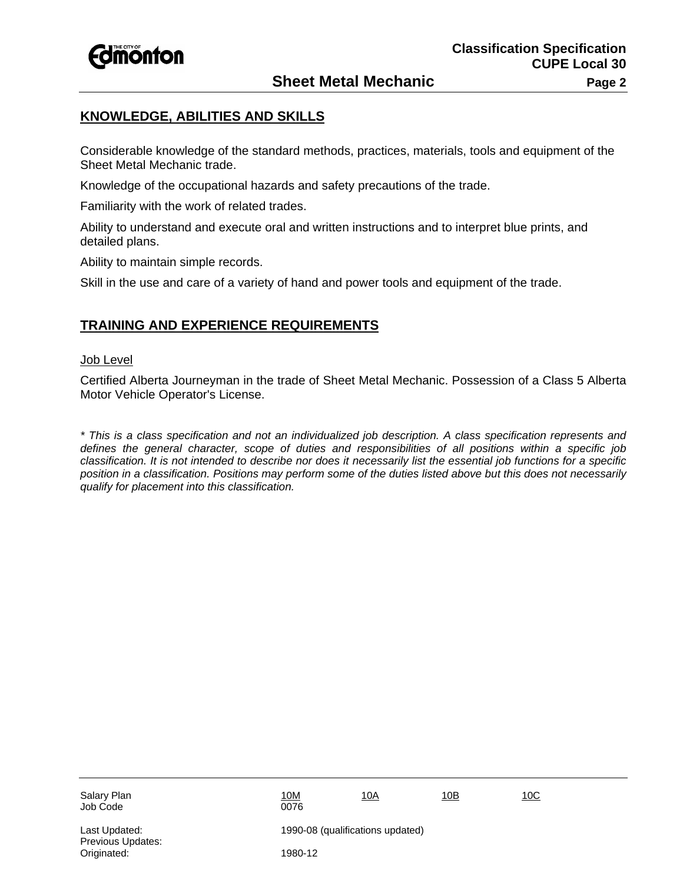## KNOWLEDGE, ABILITIES AND SKILLS

Considerable knowledge of the standard methods, practices, materials, tools and equipment of the Sheet Metal Mechanic trade.

Knowledge of the occupational hazards and safety precautions of the trade.

Familiarity with the work of related trades.

Ability to understand and execute oral and written instructions and to interpret blue prints, and detailed plans.

Ability to maintain simple records.

Skill in the use and care of a variety of hand and power tools and equipment of the trade.

## TRAINING AND EXPERIENCE REQUIREMENTS

Job Level

Certified Alberta Journeyman in the trade of Sheet Metal Mechanic. Possession of a Class 5 Alberta Motor Vehicle Operator's License.

*\* This is a class specification and not an individualized job description. A class specification represents and defines the general character, scope of duties and responsibilities of all positions within a specific job classification. It is not intended to describe nor does it necessarily list the essential job functions for a specific position in a classification. Positions may perform some of the duties listed above but this does not necessarily qualify for placement into this classification.*

| | | | | |
|---|---|---|---|---|
| Salary Plan | 10M | 10A | 10B | 10C |
| Job Code | 0076 | | | |
| Last Updated: | 1990-08 (qualifications updated) | | | |
| Previous Updates: | | | | |
| Originated: | 1980-12 | | | |